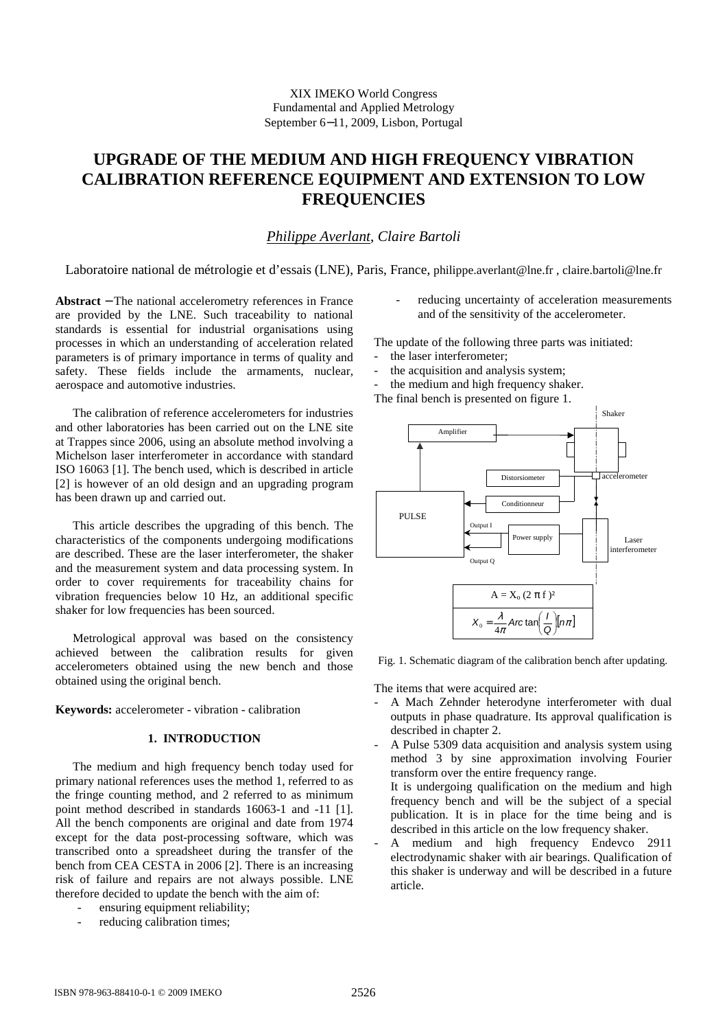XIX IMEKO World Congress
Fundamental and Applied Metrology
September 6−11, 2009, Lisbon, Portugal

# UPGRADE OF THE MEDIUM AND HIGH FREQUENCY VIBRATION CALIBRATION REFERENCE EQUIPMENT AND EXTENSION TO LOW FREQUENCIES

*Philippe Averlant, Claire Bartoli*

Laboratoire national de métrologie et d'essais (LNE), Paris, France, philippe.averlant@lne.fr , claire.bartoli@lne.fr

**Abstract** − The national accelerometry references in France are provided by the LNE. Such traceability to national standards is essential for industrial organisations using processes in which an understanding of acceleration related parameters is of primary importance in terms of quality and safety. These fields include the armaments, nuclear, aerospace and automotive industries.

The calibration of reference accelerometers for industries and other laboratories has been carried out on the LNE site at Trappes since 2006, using an absolute method involving a Michelson laser interferometer in accordance with standard ISO 16063 [1]. The bench used, which is described in article [2] is however of an old design and an upgrading program has been drawn up and carried out.

This article describes the upgrading of this bench. The characteristics of the components undergoing modifications are described. These are the laser interferometer, the shaker and the measurement system and data processing system. In order to cover requirements for traceability chains for vibration frequencies below 10 Hz, an additional specific shaker for low frequencies has been sourced.

Metrological approval was based on the consistency achieved between the calibration results for given accelerometers obtained using the new bench and those obtained using the original bench.

**Keywords:** accelerometer - vibration - calibration

## 1. INTRODUCTION

The medium and high frequency bench today used for primary national references uses the method 1, referred to as the fringe counting method, and 2 referred to as minimum point method described in standards 16063-1 and -11 [1]. All the bench components are original and date from 1974 except for the data post-processing software, which was transcribed onto a spreadsheet during the transfer of the bench from CEA CESTA in 2006 [2]. There is an increasing risk of failure and repairs are not always possible. LNE therefore decided to update the bench with the aim of:

- ensuring equipment reliability;
- reducing calibration times;
- reducing uncertainty of acceleration measurements and of the sensitivity of the accelerometer.

The update of the following three parts was initiated:

- the laser interferometer;
- the acquisition and analysis system;
- the medium and high frequency shaker.

The final bench is presented on figure 1.

Shaker | Amplifier | accelerometer | Distorsiometer | Conditionneur | PULSE | Output I | Output Q | Power supply | Laser interferometer

$$A = X_0 (2 \pi f)^2$$

$$X_0 = \frac{\lambda}{4\pi} Arc \tan\left(\frac{I}{Q}\right)[n\pi]$$

Fig. 1. Schematic diagram of the calibration bench after updating.

The items that were acquired are:

- A Mach Zehnder heterodyne interferometer with dual outputs in phase quadrature. Its approval qualification is described in chapter 2.
- A Pulse 5309 data acquisition and analysis system using method 3 by sine approximation involving Fourier transform over the entire frequency range.
  It is undergoing qualification on the medium and high frequency bench and will be the subject of a special publication. It is in place for the time being and is described in this article on the low frequency shaker.
- A medium and high frequency Endevco 2911 electrodynamic shaker with air bearings. Qualification of this shaker is underway and will be described in a future article.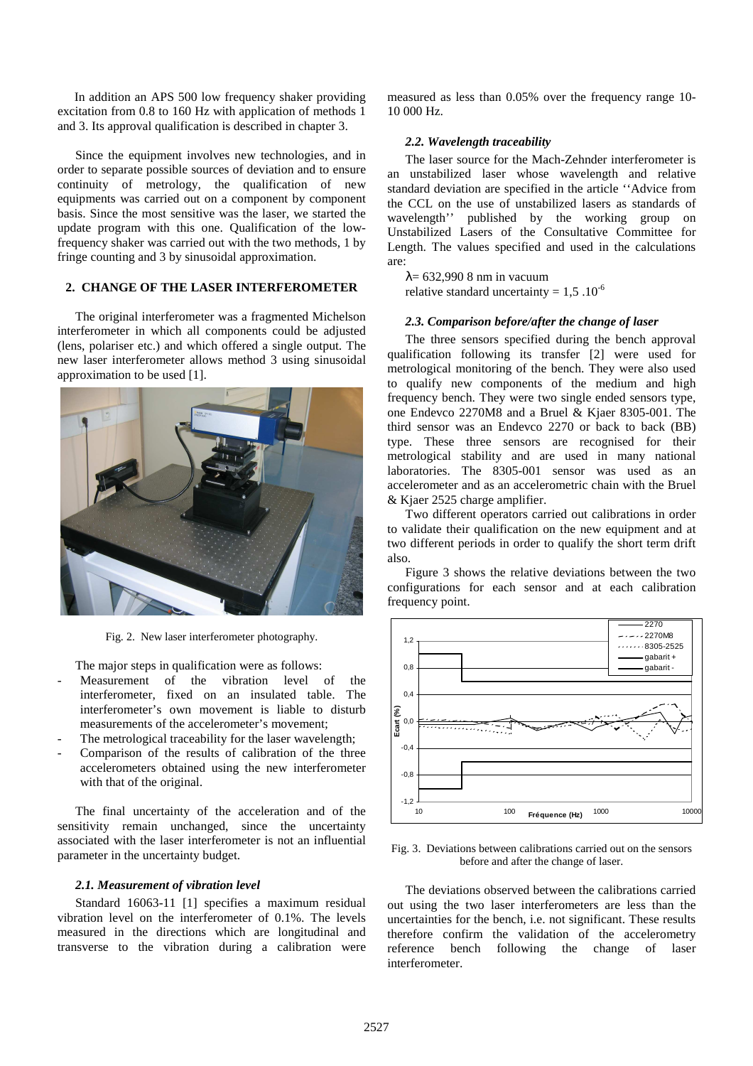In addition an APS 500 low frequency shaker providing excitation from 0.8 to 160 Hz with application of methods 1 and 3. Its approval qualification is described in chapter 3.

Since the equipment involves new technologies, and in order to separate possible sources of deviation and to ensure continuity of metrology, the qualification of new equipments was carried out on a component by component basis. Since the most sensitive was the laser, we started the update program with this one. Qualification of the low-frequency shaker was carried out with the two methods, 1 by fringe counting and 3 by sinusoidal approximation.

## 2. CHANGE OF THE LASER INTERFEROMETER

The original interferometer was a fragmented Michelson interferometer in which all components could be adjusted (lens, polariser etc.) and which offered a single output. The new laser interferometer allows method 3 using sinusoidal approximation to be used [1].

Fig. 2. New laser interferometer photography.

The major steps in qualification were as follows:

- Measurement of the vibration level of the interferometer, fixed on an insulated table. The interferometer's own movement is liable to disturb measurements of the accelerometer's movement;
- The metrological traceability for the laser wavelength;
- Comparison of the results of calibration of the three accelerometers obtained using the new interferometer with that of the original.

The final uncertainty of the acceleration and of the sensitivity remain unchanged, since the uncertainty associated with the laser interferometer is not an influential parameter in the uncertainty budget.

### *2.1. Measurement of vibration level*

Standard 16063-11 [1] specifies a maximum residual vibration level on the interferometer of 0.1%. The levels measured in the directions which are longitudinal and transverse to the vibration during a calibration were measured as less than 0.05% over the frequency range 10-10 000 Hz.

### *2.2. Wavelength traceability*

The laser source for the Mach-Zehnder interferometer is an unstabilized laser whose wavelength and relative standard deviation are specified in the article ''Advice from the CCL on the use of unstabilized lasers as standards of wavelength'' published by the working group on Unstabilized Lasers of the Consultative Committee for Length. The values specified and used in the calculations are:

$\lambda$= 632,990 8 nm in vacuum
relative standard uncertainty = $1,5 .10^{-6}$

### *2.3. Comparison before/after the change of laser*

The three sensors specified during the bench approval qualification following its transfer [2] were used for metrological monitoring of the bench. They were also used to qualify new components of the medium and high frequency bench. They were two single ended sensors type, one Endevco 2270M8 and a Bruel & Kjaer 8305-001. The third sensor was an Endevco 2270 or back to back (BB) type. These three sensors are recognised for their metrological stability and are used in many national laboratories. The 8305-001 sensor was used as an accelerometer and as an accelerometric chain with the Bruel & Kjaer 2525 charge amplifier.

Two different operators carried out calibrations in order to validate their qualification on the new equipment and at two different periods in order to qualify the short term drift also.

Figure 3 shows the relative deviations between the two configurations for each sensor and at each calibration frequency point.

Fig. 3. Deviations between calibrations carried out on the sensors before and after the change of laser.

The deviations observed between the calibrations carried out using the two laser interferometers are less than the uncertainties for the bench, i.e. not significant. These results therefore confirm the validation of the accelerometry reference bench following the change of laser interferometer.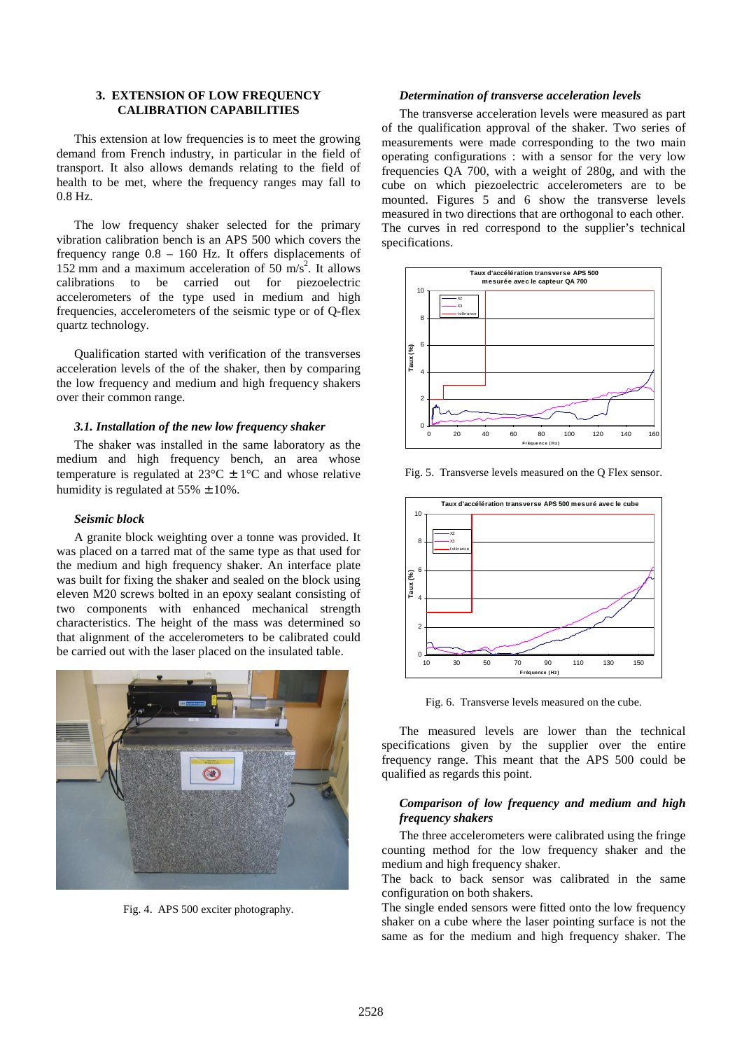## 3. EXTENSION OF LOW FREQUENCY CALIBRATION CAPABILITIES

This extension at low frequencies is to meet the growing demand from French industry, in particular in the field of transport. It also allows demands relating to the field of health to be met, where the frequency ranges may fall to 0.8 Hz.

The low frequency shaker selected for the primary vibration calibration bench is an APS 500 which covers the frequency range 0.8 – 160 Hz. It offers displacements of 152 mm and a maximum acceleration of 50 $m/s^2$. It allows calibrations to be carried out for piezoelectric accelerometers of the type used in medium and high frequencies, accelerometers of the seismic type or of Q-flex quartz technology.

Qualification started with verification of the transverses acceleration levels of the of the shaker, then by comparing the low frequency and medium and high frequency shakers over their common range.

### *3.1. Installation of the new low frequency shaker*

The shaker was installed in the same laboratory as the medium and high frequency bench, an area whose temperature is regulated at 23°C ± 1°C and whose relative humidity is regulated at 55% ± 10%.

#### *Seismic block*

A granite block weighting over a tonne was provided. It was placed on a tarred mat of the same type as that used for the medium and high frequency shaker. An interface plate was built for fixing the shaker and sealed on the block using eleven M20 screws bolted in an epoxy sealant consisting of two components with enhanced mechanical strength characteristics. The height of the mass was determined so that alignment of the accelerometers to be calibrated could be carried out with the laser placed on the insulated table.

Fig. 4. APS 500 exciter photography.

#### *Determination of transverse acceleration levels*

The transverse acceleration levels were measured as part of the qualification approval of the shaker. Two series of measurements were made corresponding to the two main operating configurations : with a sensor for the very low frequencies QA 700, with a weight of 280g, and with the cube on which piezoelectric accelerometers are to be mounted. Figures 5 and 6 show the transverse levels measured in two directions that are orthogonal to each other. The curves in red correspond to the supplier's technical specifications.

Fig. 5. Transverse levels measured on the Q Flex sensor.

Fig. 6. Transverse levels measured on the cube.

The measured levels are lower than the technical specifications given by the supplier over the entire frequency range. This meant that the APS 500 could be qualified as regards this point.

#### *Comparison of low frequency and medium and high frequency shakers*

The three accelerometers were calibrated using the fringe counting method for the low frequency shaker and the medium and high frequency shaker.

The back to back sensor was calibrated in the same configuration on both shakers.

The single ended sensors were fitted onto the low frequency shaker on a cube where the laser pointing surface is not the same as for the medium and high frequency shaker. The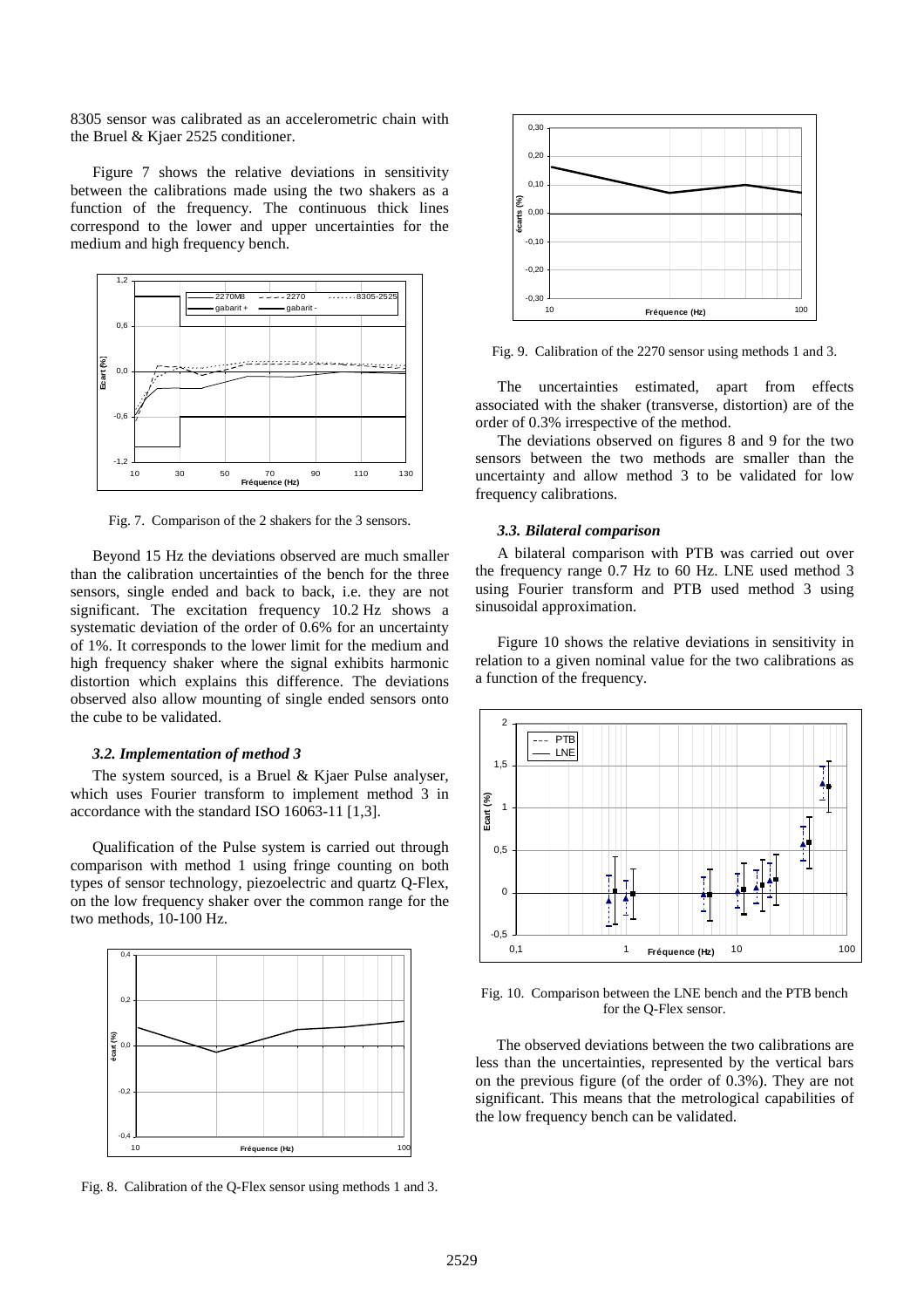8305 sensor was calibrated as an accelerometric chain with the Bruel & Kjaer 2525 conditioner.

Figure 7 shows the relative deviations in sensitivity between the calibrations made using the two shakers as a function of the frequency. The continuous thick lines correspond to the lower and upper uncertainties for the medium and high frequency bench.

Fig. 7. Comparison of the 2 shakers for the 3 sensors.

Beyond 15 Hz the deviations observed are much smaller than the calibration uncertainties of the bench for the three sensors, single ended and back to back, i.e. they are not significant. The excitation frequency 10.2 Hz shows a systematic deviation of the order of 0.6% for an uncertainty of 1%. It corresponds to the lower limit for the medium and high frequency shaker where the signal exhibits harmonic distortion which explains this difference. The deviations observed also allow mounting of single ended sensors onto the cube to be validated.

### *3.2. Implementation of method 3*

The system sourced, is a Bruel & Kjaer Pulse analyser, which uses Fourier transform to implement method 3 in accordance with the standard ISO 16063-11 [1,3].

Qualification of the Pulse system is carried out through comparison with method 1 using fringe counting on both types of sensor technology, piezoelectric and quartz Q-Flex, on the low frequency shaker over the common range for the two methods, 10-100 Hz.

Fig. 8. Calibration of the Q-Flex sensor using methods 1 and 3.

Fig. 9. Calibration of the 2270 sensor using methods 1 and 3.

The uncertainties estimated, apart from effects associated with the shaker (transverse, distortion) are of the order of 0.3% irrespective of the method.

The deviations observed on figures 8 and 9 for the two sensors between the two methods are smaller than the uncertainty and allow method 3 to be validated for low frequency calibrations.

### *3.3. Bilateral comparison*

A bilateral comparison with PTB was carried out over the frequency range 0.7 Hz to 60 Hz. LNE used method 3 using Fourier transform and PTB used method 3 using sinusoidal approximation.

Figure 10 shows the relative deviations in sensitivity in relation to a given nominal value for the two calibrations as a function of the frequency.

Fig. 10. Comparison between the LNE bench and the PTB bench for the Q-Flex sensor.

The observed deviations between the two calibrations are less than the uncertainties, represented by the vertical bars on the previous figure (of the order of 0.3%). They are not significant. This means that the metrological capabilities of the low frequency bench can be validated.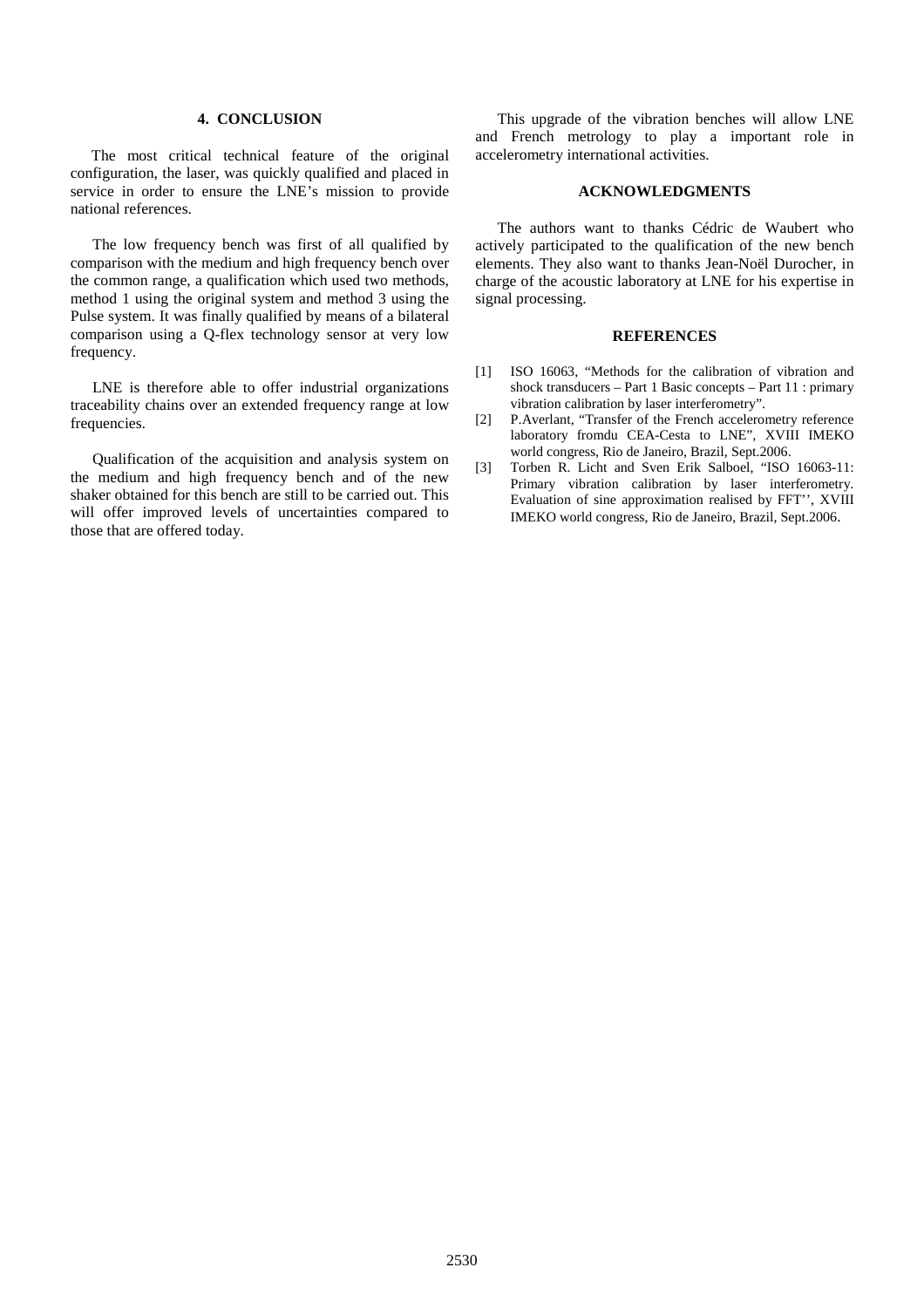## 4. CONCLUSION

The most critical technical feature of the original configuration, the laser, was quickly qualified and placed in service in order to ensure the LNE's mission to provide national references.

The low frequency bench was first of all qualified by comparison with the medium and high frequency bench over the common range, a qualification which used two methods, method 1 using the original system and method 3 using the Pulse system. It was finally qualified by means of a bilateral comparison using a Q-flex technology sensor at very low frequency.

LNE is therefore able to offer industrial organizations traceability chains over an extended frequency range at low frequencies.

Qualification of the acquisition and analysis system on the medium and high frequency bench and of the new shaker obtained for this bench are still to be carried out. This will offer improved levels of uncertainties compared to those that are offered today.

This upgrade of the vibration benches will allow LNE and French metrology to play a important role in accelerometry international activities.

## ACKNOWLEDGMENTS

The authors want to thanks Cédric de Waubert who actively participated to the qualification of the new bench elements. They also want to thanks Jean-Noël Durocher, in charge of the acoustic laboratory at LNE for his expertise in signal processing.

## REFERENCES

[1] ISO 16063, "Methods for the calibration of vibration and shock transducers – Part 1 Basic concepts – Part 11 : primary vibration calibration by laser interferometry".

[2] P.Averlant, "Transfer of the French accelerometry reference laboratory fromdu CEA-Cesta to LNE", XVIII IMEKO world congress, Rio de Janeiro, Brazil, Sept.2006.

[3] Torben R. Licht and Sven Erik Salboel, "ISO 16063-11: Primary vibration calibration by laser interferometry. Evaluation of sine approximation realised by FFT'', XVIII IMEKO world congress, Rio de Janeiro, Brazil, Sept.2006.